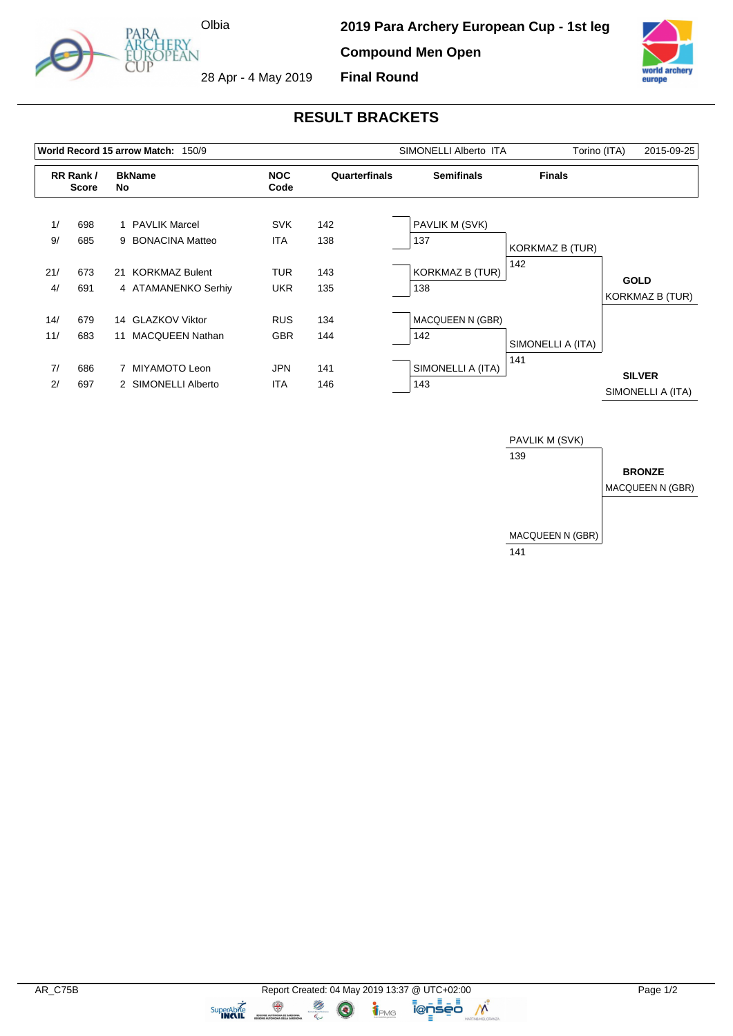Olbia

28 Apr - 4 May 2019

**2019 Para Archery European Cup - 1st leg**

**Compound Men Open**

**Final Round**

## RESULT BRACKETS

| World Record 15 arrow Match: 150/9 | SIMONELLI Alberto ITA | Torino (ITA) | 2015-09-25 |
|---|---|---|---|

| RR Rank / Score | | BkName No | | NOC Code | Quarterfinals |
|---|---|---|---|---|---|
| 1/ | 698 | 1 | PAVLIK Marcel | SVK | 142 |
| 9/ | 685 | 9 | BONACINA Matteo | ITA | 138 |
| 21/ | 673 | 21 | KORKMAZ Bulent | TUR | 143 |
| 4/ | 691 | 4 | ATAMANENKO Serhiy | UKR | 135 |
| 14/ | 679 | 14 | GLAZKOV Viktor | RUS | 134 |
| 11/ | 683 | 11 | MACQUEEN Nathan | GBR | 144 |
| 7/ | 686 | 7 | MIYAMOTO Leon | JPN | 141 |
| 2/ | 697 | 2 | SIMONELLI Alberto | ITA | 146 |

**Semifinals**

| Athlete | Score |
|---|---|
| PAVLIK M (SVK) | 137 |
| KORKMAZ B (TUR) | 138 |
| MACQUEEN N (GBR) | 142 |
| SIMONELLI A (ITA) | 143 |

**Finals**

| Athlete | Score |
|---|---|
| KORKMAZ B (TUR) | 142 |
| SIMONELLI A (ITA) | 141 |

**GOLD**
KORKMAZ B (TUR)

**SILVER**
SIMONELLI A (ITA)

**Bronze Match**

| Athlete | Score |
|---|---|
| PAVLIK M (SVK) | 139 |
| MACQUEEN N (GBR) | 141 |

**BRONZE**
MACQUEEN N (GBR)

AR_C75B

Report Created: 04 May 2019 13:37 @ UTC+02:00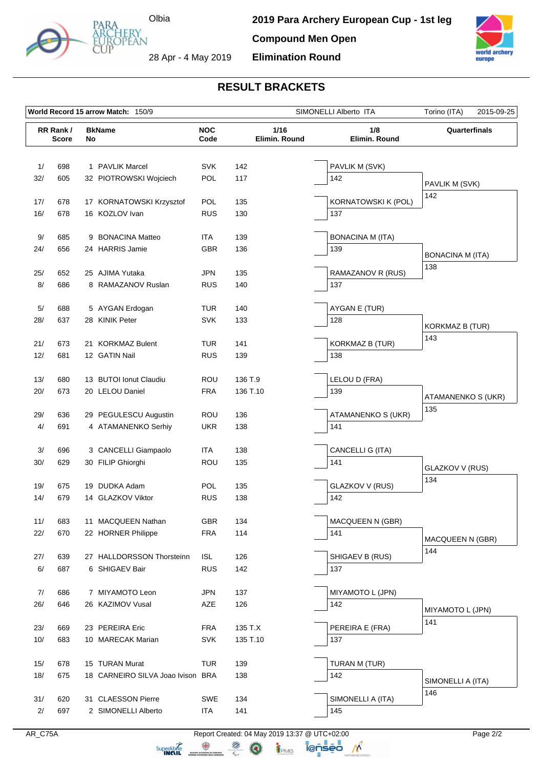Olbia

28 Apr - 4 May 2019

**2019 Para Archery European Cup - 1st leg**

**Compound Men Open**

**Elimination Round**

# RESULT BRACKETS

**World Record 15 arrow Match:** 150/9 — SIMONELLI Alberto ITA — Torino (ITA) 2015-09-25

| RR Rank / Score | | BkName No | | NOC Code | 1/16 Elimin. Round | 1/8 Elimin. Round | Quarterfinals |
|---|---|---|---|---|---|---|---|
| 1/ | 698 | 1 | PAVLIK Marcel | SVK | 142 | PAVLIK M (SVK) 142 | |
| 32/ | 605 | 32 | PIOTROWSKI Wojciech | POL | 117 | | PAVLIK M (SVK) 142 |
| 17/ | 678 | 17 | KORNATOWSKI Krzysztof | POL | 135 | KORNATOWSKI K (POL) 137 | |
| 16/ | 678 | 16 | KOZLOV Ivan | RUS | 130 | | |
| 9/ | 685 | 9 | BONACINA Matteo | ITA | 139 | BONACINA M (ITA) 139 | |
| 24/ | 656 | 24 | HARRIS Jamie | GBR | 136 | | BONACINA M (ITA) 138 |
| 25/ | 652 | 25 | AJIMA Yutaka | JPN | 135 | RAMAZANOV R (RUS) 137 | |
| 8/ | 686 | 8 | RAMAZANOV Ruslan | RUS | 140 | | |
| 5/ | 688 | 5 | AYGAN Erdogan | TUR | 140 | AYGAN E (TUR) 128 | |
| 28/ | 637 | 28 | KINIK Peter | SVK | 133 | | KORKMAZ B (TUR) 143 |
| 21/ | 673 | 21 | KORKMAZ Bulent | TUR | 141 | KORKMAZ B (TUR) 138 | |
| 12/ | 681 | 12 | GATIN Nail | RUS | 139 | | |
| 13/ | 680 | 13 | BUTOI Ionut Claudiu | ROU | 136 T.9 | LELOU D (FRA) 139 | |
| 20/ | 673 | 20 | LELOU Daniel | FRA | 136 T.10 | | ATAMANENKO S (UKR) 135 |
| 29/ | 636 | 29 | PEGULESCU Augustin | ROU | 136 | ATAMANENKO S (UKR) 141 | |
| 4/ | 691 | 4 | ATAMANENKO Serhiy | UKR | 138 | | |
| 3/ | 696 | 3 | CANCELLI Giampaolo | ITA | 138 | CANCELLI G (ITA) 141 | |
| 30/ | 629 | 30 | FILIP Ghiorghi | ROU | 135 | | GLAZKOV V (RUS) 134 |
| 19/ | 675 | 19 | DUDKA Adam | POL | 135 | GLAZKOV V (RUS) 142 | |
| 14/ | 679 | 14 | GLAZKOV Viktor | RUS | 138 | | |
| 11/ | 683 | 11 | MACQUEEN Nathan | GBR | 134 | MACQUEEN N (GBR) 141 | |
| 22/ | 670 | 22 | HORNER Philippe | FRA | 114 | | MACQUEEN N (GBR) 144 |
| 27/ | 639 | 27 | HALLDORSSON Thorsteinn | ISL | 126 | SHIGAEV B (RUS) 137 | |
| 6/ | 687 | 6 | SHIGAEV Bair | RUS | 142 | | |
| 7/ | 686 | 7 | MIYAMOTO Leon | JPN | 137 | MIYAMOTO L (JPN) 142 | |
| 26/ | 646 | 26 | KAZIMOV Vusal | AZE | 126 | | MIYAMOTO L (JPN) 141 |
| 23/ | 669 | 23 | PEREIRA Eric | FRA | 135 T.X | PEREIRA E (FRA) 137 | |
| 10/ | 683 | 10 | MARECAK Marian | SVK | 135 T.10 | | |
| 15/ | 678 | 15 | TURAN Murat | TUR | 139 | TURAN M (TUR) 142 | |
| 18/ | 675 | 18 | CARNEIRO SILVA Joao Ivison | BRA | 138 | | SIMONELLI A (ITA) 146 |
| 31/ | 620 | 31 | CLAESSON Pierre | SWE | 134 | SIMONELLI A (ITA) 145 | |
| 2/ | 697 | 2 | SIMONELLI Alberto | ITA | 141 | | |

AR_C75A — Report Created: 04 May 2019 13:37 @ UTC+02:00